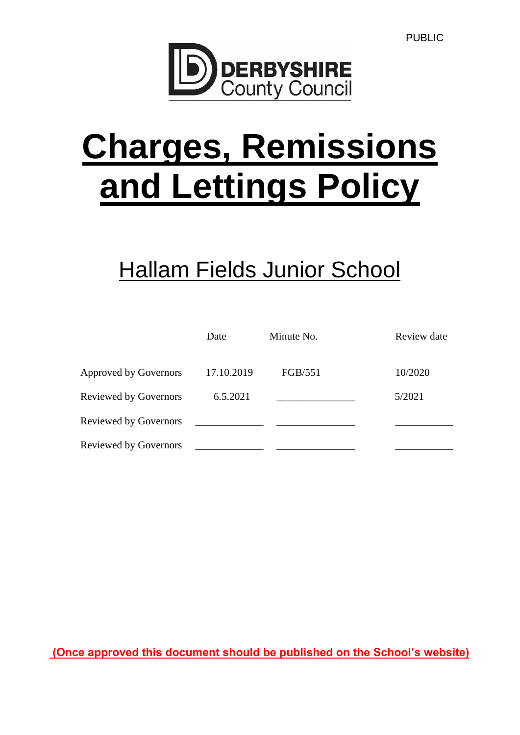PUBLIC

DERBYSHIRE County Council

# Charges, Remissions and Lettings Policy

## Hallam Fields Junior School

| | Date | Minute No. | Review date |
|---|---|---|---|
| Approved by Governors | 17.10.2019 | FGB/551 | 10/2020 |
| Reviewed by Governors | 6.5.2021 | _______________ | 5/2021 |
| Reviewed by Governors | _____________ | _______________ | ___________ |
| Reviewed by Governors | _____________ | _______________ | ___________ |

**(Once approved this document should be published on the School's website)**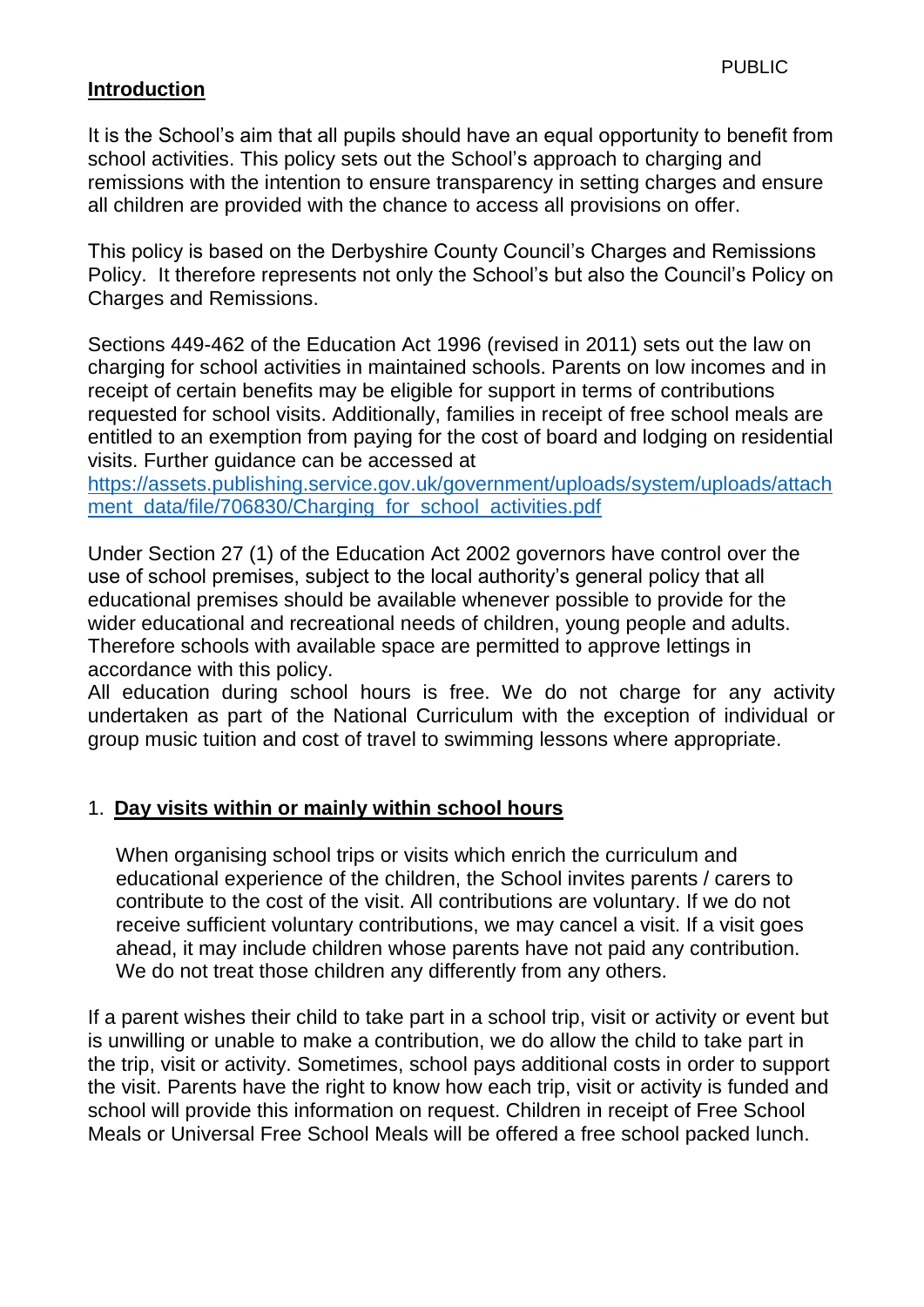## Introduction

It is the School's aim that all pupils should have an equal opportunity to benefit from school activities. This policy sets out the School's approach to charging and remissions with the intention to ensure transparency in setting charges and ensure all children are provided with the chance to access all provisions on offer.

This policy is based on the Derbyshire County Council's Charges and Remissions Policy. It therefore represents not only the School's but also the Council's Policy on Charges and Remissions.

Sections 449-462 of the Education Act 1996 (revised in 2011) sets out the law on charging for school activities in maintained schools. Parents on low incomes and in receipt of certain benefits may be eligible for support in terms of contributions requested for school visits. Additionally, families in receipt of free school meals are entitled to an exemption from paying for the cost of board and lodging on residential visits. Further guidance can be accessed at [https://assets.publishing.service.gov.uk/government/uploads/system/uploads/attachment_data/file/706830/Charging_for_school_activities.pdf](https://assets.publishing.service.gov.uk/government/uploads/system/uploads/attachment_data/file/706830/Charging_for_school_activities.pdf)

Under Section 27 (1) of the Education Act 2002 governors have control over the use of school premises, subject to the local authority's general policy that all educational premises should be available whenever possible to provide for the wider educational and recreational needs of children, young people and adults. Therefore schools with available space are permitted to approve lettings in accordance with this policy.
All education during school hours is free. We do not charge for any activity undertaken as part of the National Curriculum with the exception of individual or group music tuition and cost of travel to swimming lessons where appropriate.

## 1. Day visits within or mainly within school hours

When organising school trips or visits which enrich the curriculum and educational experience of the children, the School invites parents / carers to contribute to the cost of the visit. All contributions are voluntary. If we do not receive sufficient voluntary contributions, we may cancel a visit. If a visit goes ahead, it may include children whose parents have not paid any contribution. We do not treat those children any differently from any others.

If a parent wishes their child to take part in a school trip, visit or activity or event but is unwilling or unable to make a contribution, we do allow the child to take part in the trip, visit or activity. Sometimes, school pays additional costs in order to support the visit. Parents have the right to know how each trip, visit or activity is funded and school will provide this information on request. Children in receipt of Free School Meals or Universal Free School Meals will be offered a free school packed lunch.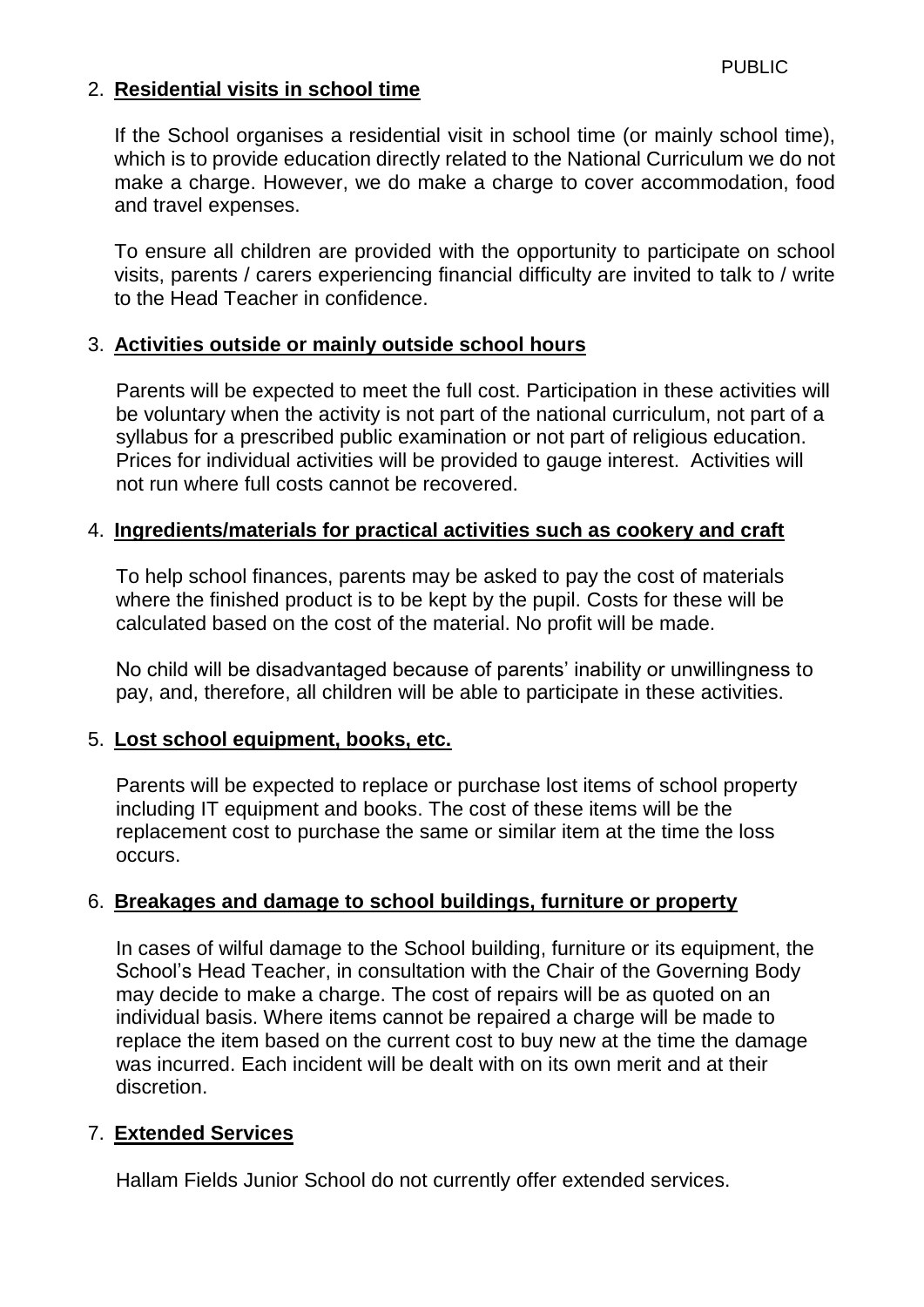2. **Residential visits in school time**

   If the School organises a residential visit in school time (or mainly school time), which is to provide education directly related to the National Curriculum we do not make a charge. However, we do make a charge to cover accommodation, food and travel expenses.

   To ensure all children are provided with the opportunity to participate on school visits, parents / carers experiencing financial difficulty are invited to talk to / write to the Head Teacher in confidence.

3. **Activities outside or mainly outside school hours**

   Parents will be expected to meet the full cost. Participation in these activities will be voluntary when the activity is not part of the national curriculum, not part of a syllabus for a prescribed public examination or not part of religious education. Prices for individual activities will be provided to gauge interest. Activities will not run where full costs cannot be recovered.

4. **Ingredients/materials for practical activities such as cookery and craft**

   To help school finances, parents may be asked to pay the cost of materials where the finished product is to be kept by the pupil. Costs for these will be calculated based on the cost of the material. No profit will be made.

   No child will be disadvantaged because of parents' inability or unwillingness to pay, and, therefore, all children will be able to participate in these activities.

5. **Lost school equipment, books, etc.**

   Parents will be expected to replace or purchase lost items of school property including IT equipment and books. The cost of these items will be the replacement cost to purchase the same or similar item at the time the loss occurs.

6. **Breakages and damage to school buildings, furniture or property**

   In cases of wilful damage to the School building, furniture or its equipment, the School's Head Teacher, in consultation with the Chair of the Governing Body may decide to make a charge. The cost of repairs will be as quoted on an individual basis. Where items cannot be repaired a charge will be made to replace the item based on the current cost to buy new at the time the damage was incurred. Each incident will be dealt with on its own merit and at their discretion.

7. **Extended Services**

   Hallam Fields Junior School do not currently offer extended services.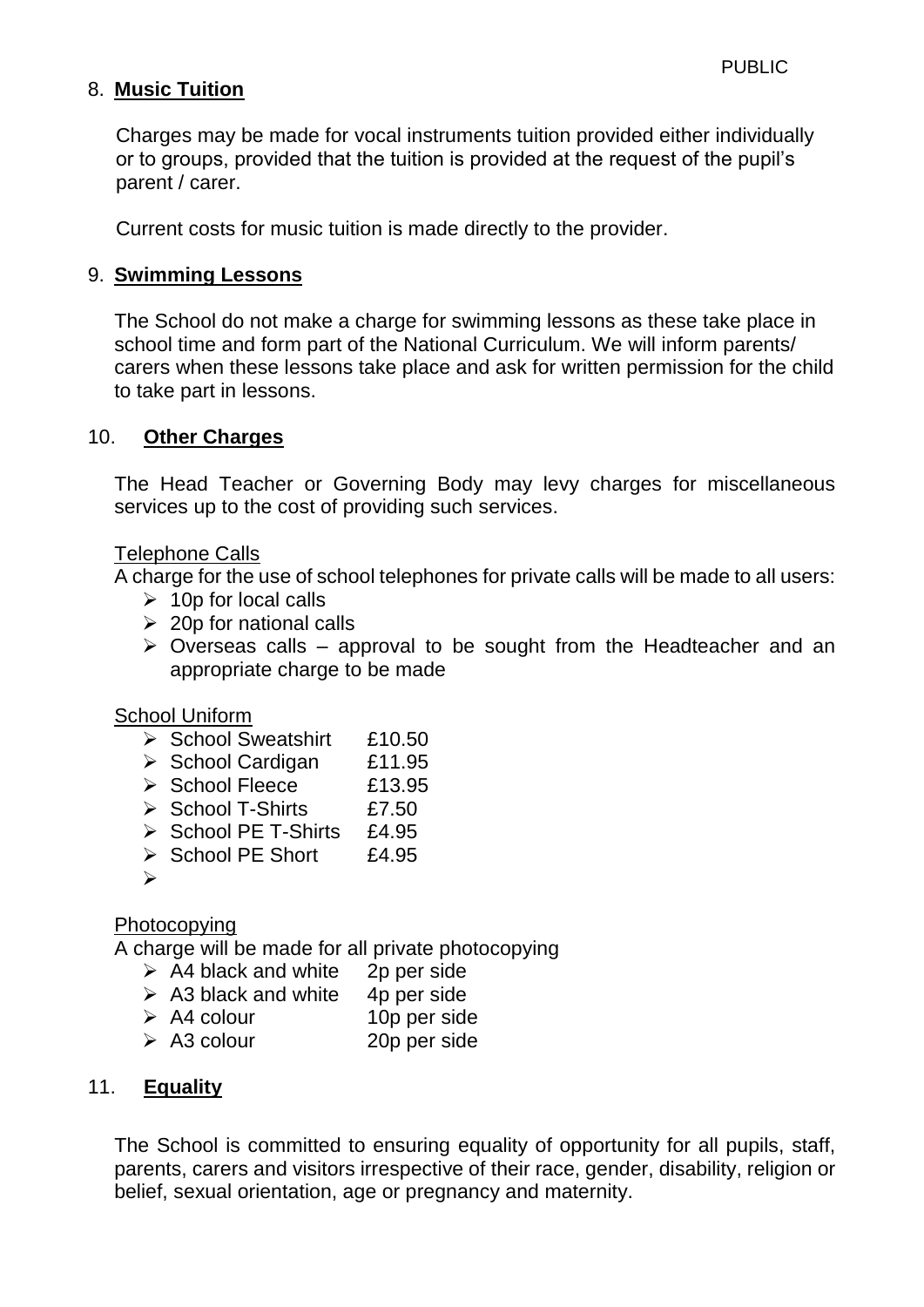## 8. **Music Tuition**

Charges may be made for vocal instruments tuition provided either individually or to groups, provided that the tuition is provided at the request of the pupil's parent / carer.

Current costs for music tuition is made directly to the provider.

## 9. **Swimming Lessons**

The School do not make a charge for swimming lessons as these take place in school time and form part of the National Curriculum. We will inform parents/ carers when these lessons take place and ask for written permission for the child to take part in lessons.

## 10. **Other Charges**

The Head Teacher or Governing Body may levy charges for miscellaneous services up to the cost of providing such services.

Telephone Calls

A charge for the use of school telephones for private calls will be made to all users:

- 10p for local calls
- 20p for national calls
- Overseas calls – approval to be sought from the Headteacher and an appropriate charge to be made

School Uniform

- School Sweatshirt £10.50
- School Cardigan £11.95
- School Fleece £13.95
- School T-Shirts £7.50
- School PE T-Shirts £4.95
- School PE Short £4.95
-

Photocopying

A charge will be made for all private photocopying

- A4 black and white 2p per side
- A3 black and white 4p per side
- A4 colour 10p per side
- A3 colour 20p per side

## 11. **Equality**

The School is committed to ensuring equality of opportunity for all pupils, staff, parents, carers and visitors irrespective of their race, gender, disability, religion or belief, sexual orientation, age or pregnancy and maternity.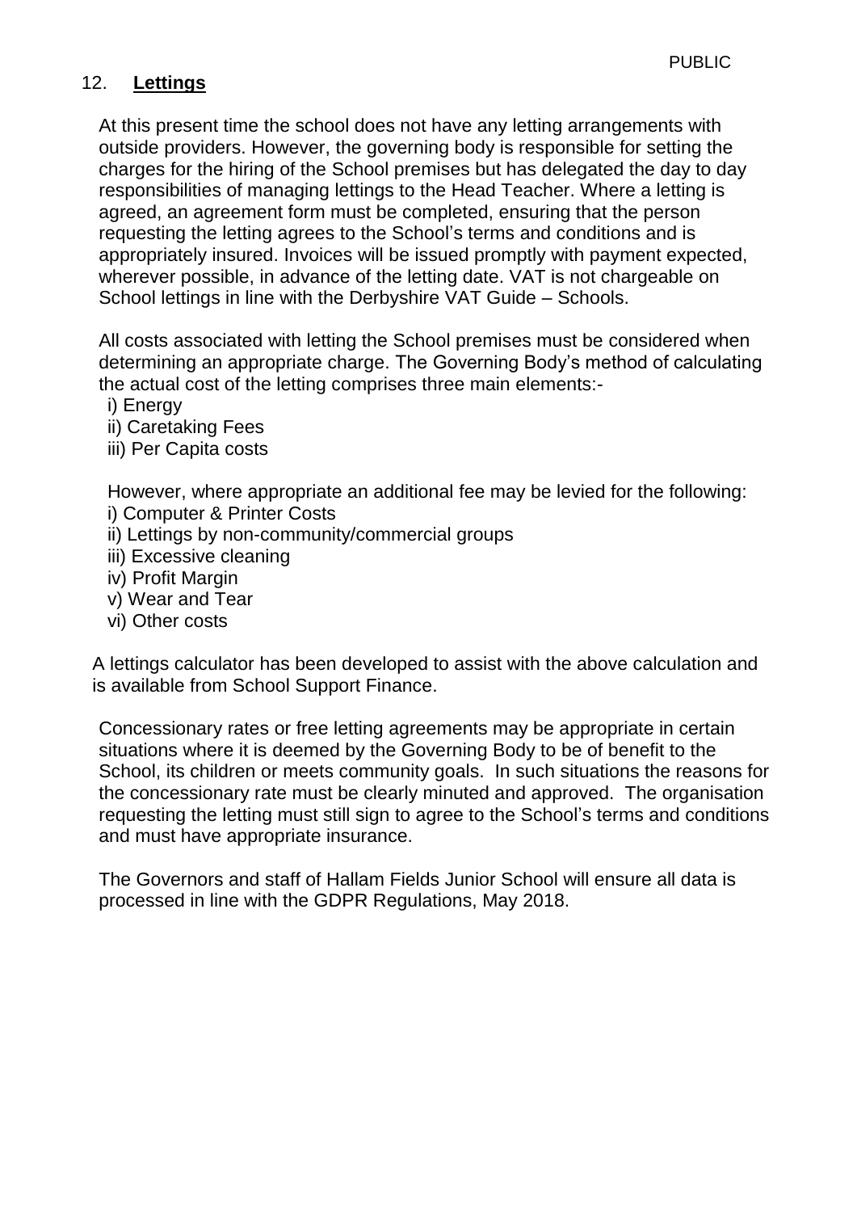## 12. **Lettings**

At this present time the school does not have any letting arrangements with outside providers. However, the governing body is responsible for setting the charges for the hiring of the School premises but has delegated the day to day responsibilities of managing lettings to the Head Teacher. Where a letting is agreed, an agreement form must be completed, ensuring that the person requesting the letting agrees to the School's terms and conditions and is appropriately insured. Invoices will be issued promptly with payment expected, wherever possible, in advance of the letting date. VAT is not chargeable on School lettings in line with the Derbyshire VAT Guide – Schools.

All costs associated with letting the School premises must be considered when determining an appropriate charge. The Governing Body's method of calculating the actual cost of the letting comprises three main elements:-

i) Energy
ii) Caretaking Fees
iii) Per Capita costs

However, where appropriate an additional fee may be levied for the following:

i) Computer & Printer Costs
ii) Lettings by non-community/commercial groups
iii) Excessive cleaning
iv) Profit Margin
v) Wear and Tear
vi) Other costs

A lettings calculator has been developed to assist with the above calculation and is available from School Support Finance.

Concessionary rates or free letting agreements may be appropriate in certain situations where it is deemed by the Governing Body to be of benefit to the School, its children or meets community goals. In such situations the reasons for the concessionary rate must be clearly minuted and approved. The organisation requesting the letting must still sign to agree to the School's terms and conditions and must have appropriate insurance.

The Governors and staff of Hallam Fields Junior School will ensure all data is processed in line with the GDPR Regulations, May 2018.